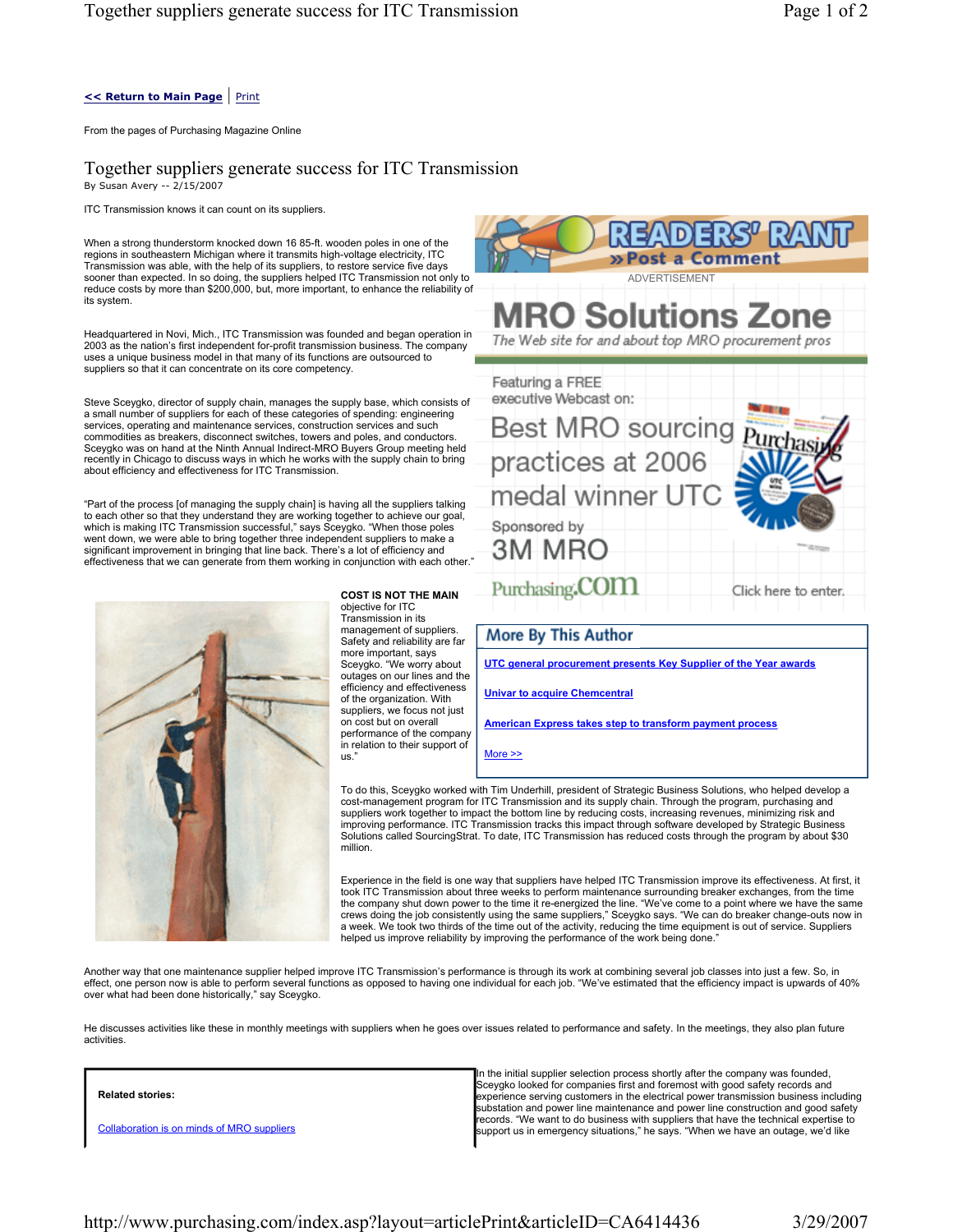<< Return to Main Page | Print

From the pages of Purchasing Magazine Online

# Together suppliers generate success for ITC Transmission

By Susan Avery -- 2/15/2007

ITC Transmission knows it can count on its suppliers.

When a strong thunderstorm knocked down 16 85-ft. wooden poles in one of the regions in southeastern Michigan where it transmits high-voltage electricity, ITC Transmission was able, with the help of its suppliers, to restore service five days sooner than expected. In so doing, the suppliers helped ITC Transmission not only to reduce costs by more than $200,000, but, more important, to enhance the reliability of its system.

Headquartered in Novi, Mich., ITC Transmission was founded and began operation in 2003 as the nation's first independent for-profit transmission business. The company uses a unique business model in that many of its functions are outsourced to suppliers so that it can concentrate on its core competency.

Steve Sceygko, director of supply chain, manages the supply base, which consists of a small number of suppliers for each of these categories of spending: engineering services, operating and maintenance services, construction services and such commodities as breakers, disconnect switches, towers and poles, and conductors. Sceygko was on hand at the Ninth Annual Indirect-MRO Buyers Group meeting held recently in Chicago to discuss ways in which he works with the supply chain to bring about efficiency and effectiveness for ITC Transmission.

"Part of the process [of managing the supply chain] is having all the suppliers talking to each other so that they understand they are working together to achieve our goal, which is making ITC Transmission successful," says Sceygko. "When those poles went down, we were able to bring together three independent suppliers to make a significant improvement in bringing that line back. There's a lot of efficiency and effectiveness that we can generate from them working in conjunction with each other."

**COST IS NOT THE MAIN** objective for ITC Transmission in its management of suppliers. Safety and reliability are far more important, says Sceygko. "We worry about outages on our lines and the efficiency and effectiveness of the organization. With suppliers, we focus not just on cost but on overall performance of the company in relation to their support of us."

To do this, Sceygko worked with Tim Underhill, president of Strategic Business Solutions, who helped develop a cost-management program for ITC Transmission and its supply chain. Through the program, purchasing and suppliers work together to impact the bottom line by reducing costs, increasing revenues, minimizing risk and improving performance. ITC Transmission tracks this impact through software developed by Strategic Business Solutions called SourcingStrat. To date, ITC Transmission has reduced costs through the program by about $30 million.

Experience in the field is one way that suppliers have helped ITC Transmission improve its effectiveness. At first, it took ITC Transmission about three weeks to perform maintenance surrounding breaker exchanges, from the time the company shut down power to the time it re-energized the line. "We've come to a point where we have the same crews doing the job consistently using the same suppliers," Sceygko says. "We can do breaker change-outs now in a week. We took two thirds of the time out of the activity, reducing the time equipment is out of service. Suppliers helped us improve reliability by improving the performance of the work being done."

Another way that one maintenance supplier helped improve ITC Transmission's performance is through its work at combining several job classes into just a few. So, in effect, one person now is able to perform several functions as opposed to having one individual for each job. "We've estimated that the efficiency impact is upwards of 40% over what had been done historically," say Sceygko.

He discusses activities like these in monthly meetings with suppliers when he goes over issues related to performance and safety. In the meetings, they also plan future activities.

In the initial supplier selection process shortly after the company was founded, Sceygko looked for companies first and foremost with good safety records and experience serving customers in the electrical power transmission business including substation and power line maintenance and power line construction and good safety records. "We want to do business with suppliers that have the technical expertise to support us in emergency situations," he says. "When we have an outage, we'd like

**Related stories:**

Collaboration is on minds of MRO suppliers

**More By This Author**

- UTC general procurement presents Key Supplier of the Year awards
- Univar to acquire Chemcentral
- American Express takes step to transform payment process
- More >>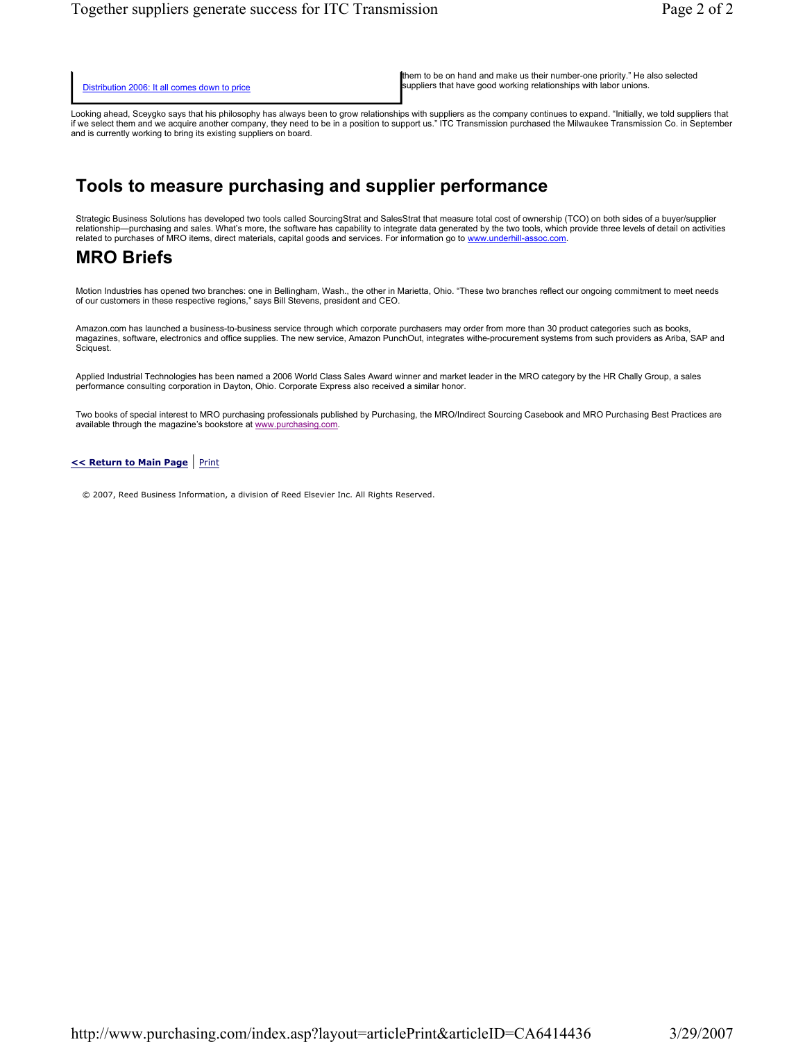Distribution 2006: It all comes down to price

them to be on hand and make us their number-one priority." He also selected suppliers that have good working relationships with labor unions.

Looking ahead, Sceygko says that his philosophy has always been to grow relationships with suppliers as the company continues to expand. "Initially, we told suppliers that if we select them and we acquire another company, they need to be in a position to support us." ITC Transmission purchased the Milwaukee Transmission Co. in September and is currently working to bring its existing suppliers on board.

## Tools to measure purchasing and supplier performance

Strategic Business Solutions has developed two tools called SourcingStrat and SalesStrat that measure total cost of ownership (TCO) on both sides of a buyer/supplier relationship—purchasing and sales. What's more, the software has capability to integrate data generated by the two tools, which provide three levels of detail on activities related to purchases of MRO items, direct materials, capital goods and services. For information go to www.underhill-assoc.com.

## MRO Briefs

Motion Industries has opened two branches: one in Bellingham, Wash., the other in Marietta, Ohio. "These two branches reflect our ongoing commitment to meet needs of our customers in these respective regions," says Bill Stevens, president and CEO.

Amazon.com has launched a business-to-business service through which corporate purchasers may order from more than 30 product categories such as books, magazines, software, electronics and office supplies. The new service, Amazon PunchOut, integrates withe-procurement systems from such providers as Ariba, SAP and Sciquest.

Applied Industrial Technologies has been named a 2006 World Class Sales Award winner and market leader in the MRO category by the HR Chally Group, a sales performance consulting corporation in Dayton, Ohio. Corporate Express also received a similar honor.

Two books of special interest to MRO purchasing professionals published by Purchasing, the MRO/Indirect Sourcing Casebook and MRO Purchasing Best Practices are available through the magazine's bookstore at www.purchasing.com.

**<< Return to Main Page** | Print

© 2007, Reed Business Information, a division of Reed Elsevier Inc. All Rights Reserved.